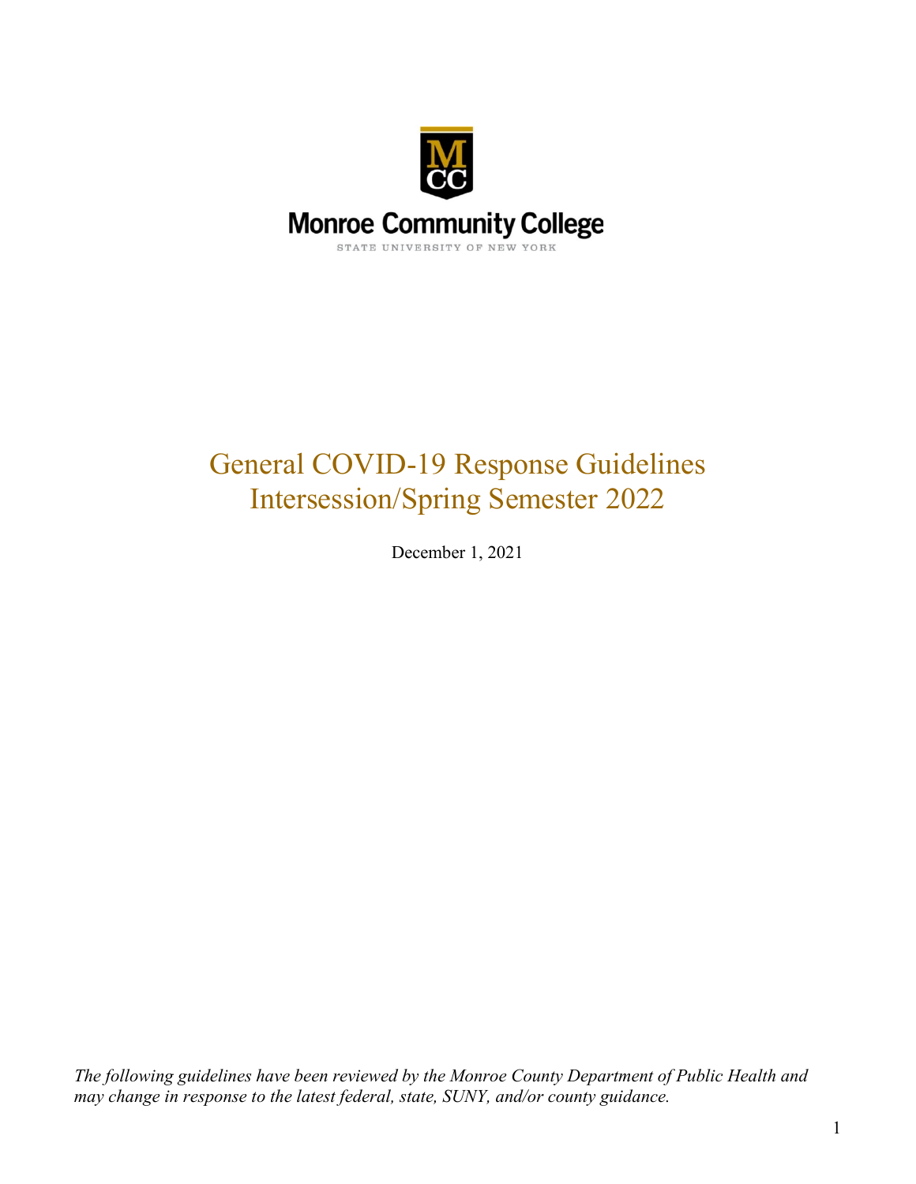Monroe Community College

STATE UNIVERSITY OF NEW YORK

# General COVID-19 Response Guidelines Intersession/Spring Semester 2022

December 1, 2021

*The following guidelines have been reviewed by the Monroe County Department of Public Health and may change in response to the latest federal, state, SUNY, and/or county guidance.*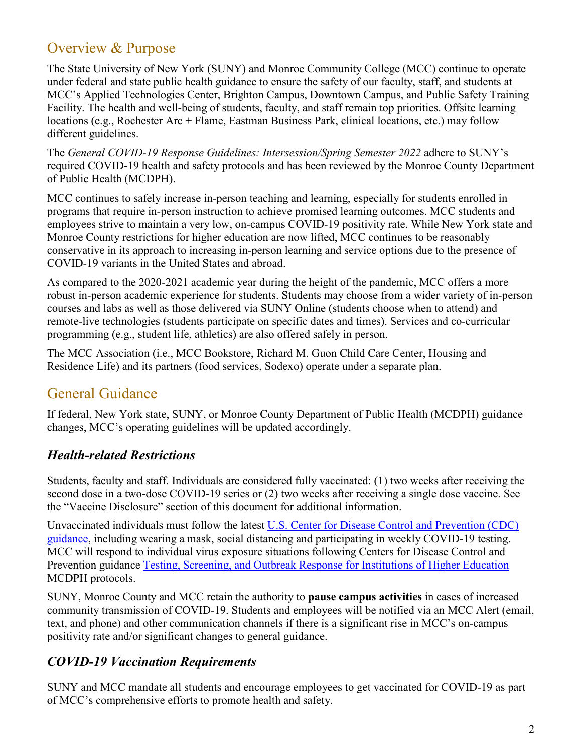## Overview & Purpose

The State University of New York (SUNY) and Monroe Community College (MCC) continue to operate under federal and state public health guidance to ensure the safety of our faculty, staff, and students at MCC's Applied Technologies Center, Brighton Campus, Downtown Campus, and Public Safety Training Facility. The health and well-being of students, faculty, and staff remain top priorities. Offsite learning locations (e.g., Rochester Arc + Flame, Eastman Business Park, clinical locations, etc.) may follow different guidelines.

The *General COVID-19 Response Guidelines: Intersession/Spring Semester 2022* adhere to SUNY's required COVID-19 health and safety protocols and has been reviewed by the Monroe County Department of Public Health (MCDPH).

MCC continues to safely increase in-person teaching and learning, especially for students enrolled in programs that require in-person instruction to achieve promised learning outcomes. MCC students and employees strive to maintain a very low, on-campus COVID-19 positivity rate. While New York state and Monroe County restrictions for higher education are now lifted, MCC continues to be reasonably conservative in its approach to increasing in-person learning and service options due to the presence of COVID-19 variants in the United States and abroad.

As compared to the 2020-2021 academic year during the height of the pandemic, MCC offers a more robust in-person academic experience for students. Students may choose from a wider variety of in-person courses and labs as well as those delivered via SUNY Online (students choose when to attend) and remote-live technologies (students participate on specific dates and times). Services and co-curricular programming (e.g., student life, athletics) are also offered safely in person.

The MCC Association (i.e., MCC Bookstore, Richard M. Guon Child Care Center, Housing and Residence Life) and its partners (food services, Sodexo) operate under a separate plan.

## General Guidance

If federal, New York state, SUNY, or Monroe County Department of Public Health (MCDPH) guidance changes, MCC's operating guidelines will be updated accordingly.

### *Health-related Restrictions*

Students, faculty and staff. Individuals are considered fully vaccinated: (1) two weeks after receiving the second dose in a two-dose COVID-19 series or (2) two weeks after receiving a single dose vaccine. See the "Vaccine Disclosure" section of this document for additional information.

Unvaccinated individuals must follow the latest U.S. Center for Disease Control and Prevention (CDC) guidance, including wearing a mask, social distancing and participating in weekly COVID-19 testing. MCC will respond to individual virus exposure situations following Centers for Disease Control and Prevention guidance Testing, Screening, and Outbreak Response for Institutions of Higher Education MCDPH protocols.

SUNY, Monroe County and MCC retain the authority to **pause campus activities** in cases of increased community transmission of COVID-19. Students and employees will be notified via an MCC Alert (email, text, and phone) and other communication channels if there is a significant rise in MCC's on-campus positivity rate and/or significant changes to general guidance.

### *COVID-19 Vaccination Requirements*

SUNY and MCC mandate all students and encourage employees to get vaccinated for COVID-19 as part of MCC's comprehensive efforts to promote health and safety.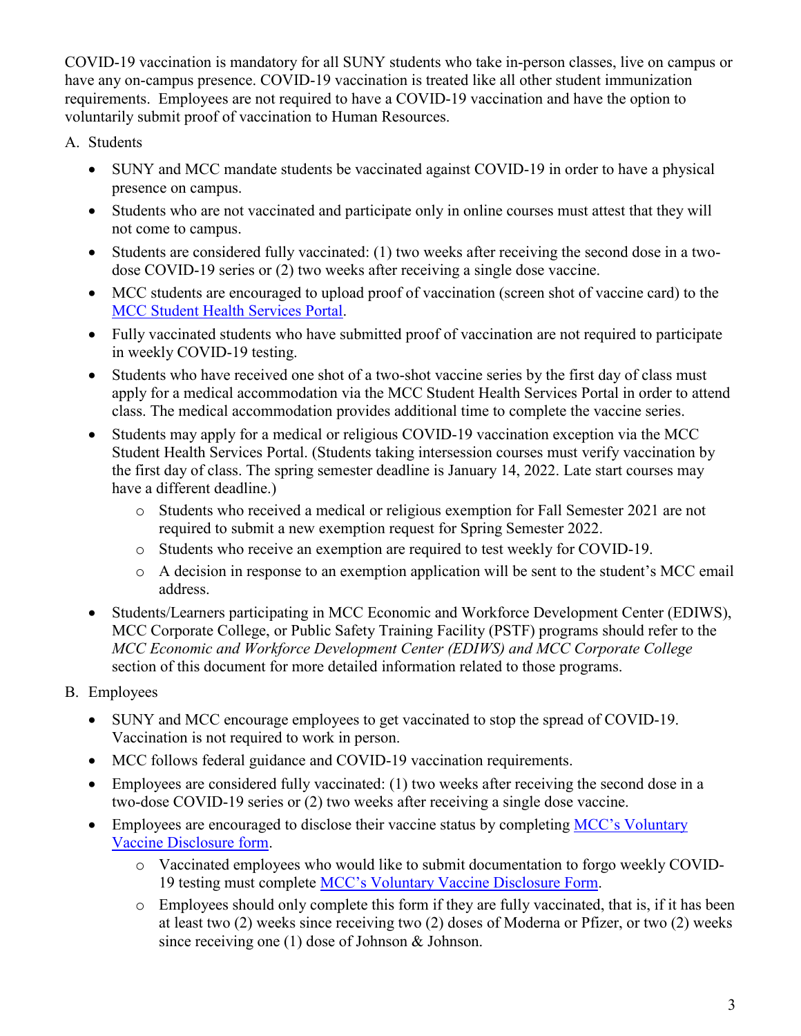COVID-19 vaccination is mandatory for all SUNY students who take in-person classes, live on campus or have any on-campus presence. COVID-19 vaccination is treated like all other student immunization requirements. Employees are not required to have a COVID-19 vaccination and have the option to voluntarily submit proof of vaccination to Human Resources.

A. Students

- SUNY and MCC mandate students be vaccinated against COVID-19 in order to have a physical presence on campus.
- Students who are not vaccinated and participate only in online courses must attest that they will not come to campus.
- Students are considered fully vaccinated: (1) two weeks after receiving the second dose in a two-dose COVID-19 series or (2) two weeks after receiving a single dose vaccine.
- MCC students are encouraged to upload proof of vaccination (screen shot of vaccine card) to the [MCC Student Health Services Portal](#).
- Fully vaccinated students who have submitted proof of vaccination are not required to participate in weekly COVID-19 testing.
- Students who have received one shot of a two-shot vaccine series by the first day of class must apply for a medical accommodation via the MCC Student Health Services Portal in order to attend class. The medical accommodation provides additional time to complete the vaccine series.
- Students may apply for a medical or religious COVID-19 vaccination exception via the MCC Student Health Services Portal. (Students taking intersession courses must verify vaccination by the first day of class. The spring semester deadline is January 14, 2022. Late start courses may have a different deadline.)
    - Students who received a medical or religious exemption for Fall Semester 2021 are not required to submit a new exemption request for Spring Semester 2022.
    - Students who receive an exemption are required to test weekly for COVID-19.
    - A decision in response to an exemption application will be sent to the student's MCC email address.
- Students/Learners participating in MCC Economic and Workforce Development Center (EDIWS), MCC Corporate College, or Public Safety Training Facility (PSTF) programs should refer to the *MCC Economic and Workforce Development Center (EDIWS) and MCC Corporate College* section of this document for more detailed information related to those programs.

B. Employees

- SUNY and MCC encourage employees to get vaccinated to stop the spread of COVID-19. Vaccination is not required to work in person.
- MCC follows federal guidance and COVID-19 vaccination requirements.
- Employees are considered fully vaccinated: (1) two weeks after receiving the second dose in a two-dose COVID-19 series or (2) two weeks after receiving a single dose vaccine.
- Employees are encouraged to disclose their vaccine status by completing [MCC's Voluntary Vaccine Disclosure form](#).
    - Vaccinated employees who would like to submit documentation to forgo weekly COVID-19 testing must complete [MCC's Voluntary Vaccine Disclosure Form](#).
    - Employees should only complete this form if they are fully vaccinated, that is, if it has been at least two (2) weeks since receiving two (2) doses of Moderna or Pfizer, or two (2) weeks since receiving one (1) dose of Johnson & Johnson.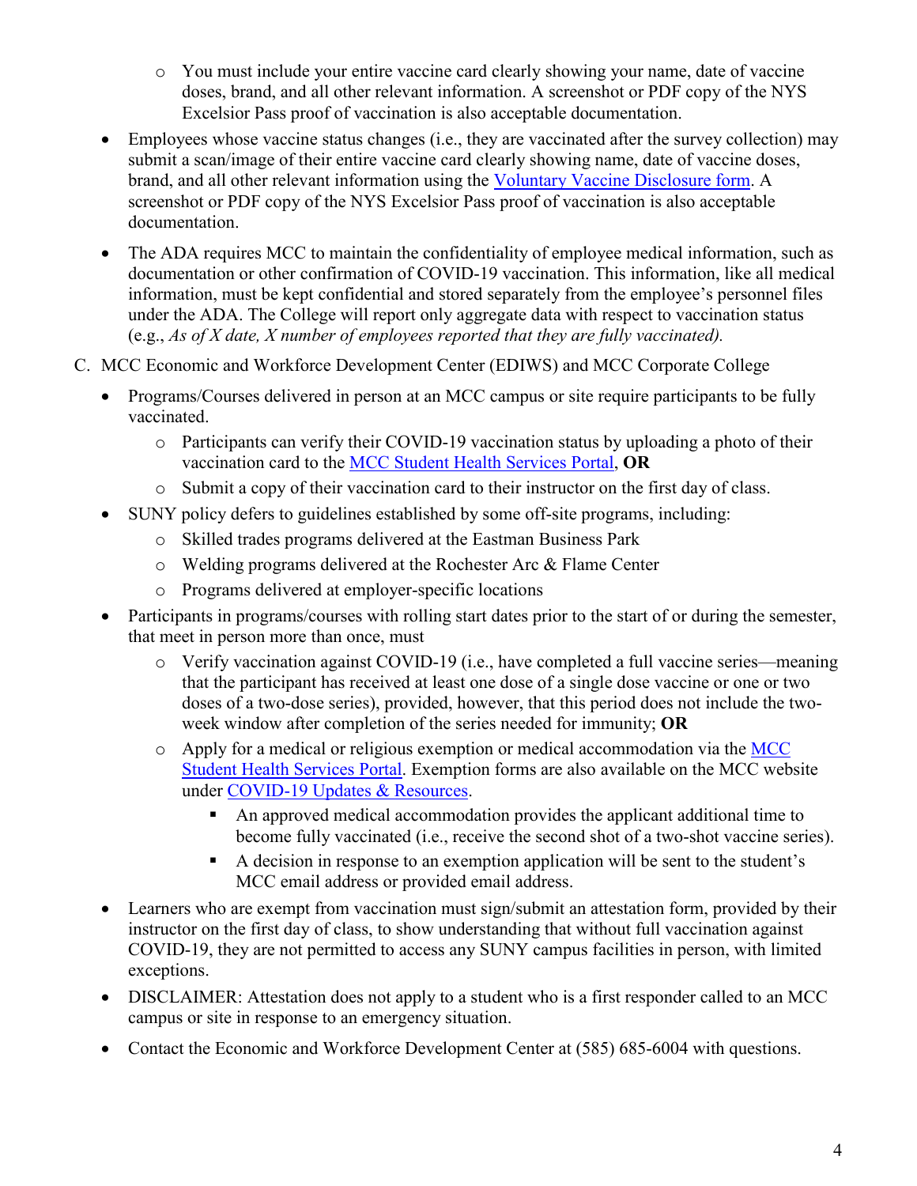- You must include your entire vaccine card clearly showing your name, date of vaccine doses, brand, and all other relevant information. A screenshot or PDF copy of the NYS Excelsior Pass proof of vaccination is also acceptable documentation.

- Employees whose vaccine status changes (i.e., they are vaccinated after the survey collection) may submit a scan/image of their entire vaccine card clearly showing name, date of vaccine doses, brand, and all other relevant information using the Voluntary Vaccine Disclosure form. A screenshot or PDF copy of the NYS Excelsior Pass proof of vaccination is also acceptable documentation.

- The ADA requires MCC to maintain the confidentiality of employee medical information, such as documentation or other confirmation of COVID-19 vaccination. This information, like all medical information, must be kept confidential and stored separately from the employee's personnel files under the ADA. The College will report only aggregate data with respect to vaccination status (e.g., *As of X date, X number of employees reported that they are fully vaccinated).*

C. MCC Economic and Workforce Development Center (EDIWS) and MCC Corporate College

- Programs/Courses delivered in person at an MCC campus or site require participants to be fully vaccinated.
    - Participants can verify their COVID-19 vaccination status by uploading a photo of their vaccination card to the MCC Student Health Services Portal, **OR**
    - Submit a copy of their vaccination card to their instructor on the first day of class.
- SUNY policy defers to guidelines established by some off-site programs, including:
    - Skilled trades programs delivered at the Eastman Business Park
    - Welding programs delivered at the Rochester Arc & Flame Center
    - Programs delivered at employer-specific locations
- Participants in programs/courses with rolling start dates prior to the start of or during the semester, that meet in person more than once, must
    - Verify vaccination against COVID-19 (i.e., have completed a full vaccine series—meaning that the participant has received at least one dose of a single dose vaccine or one or two doses of a two-dose series), provided, however, that this period does not include the two-week window after completion of the series needed for immunity; **OR**
    - Apply for a medical or religious exemption or medical accommodation via the MCC Student Health Services Portal. Exemption forms are also available on the MCC website under COVID-19 Updates & Resources.
        - An approved medical accommodation provides the applicant additional time to become fully vaccinated (i.e., receive the second shot of a two-shot vaccine series).
        - A decision in response to an exemption application will be sent to the student's MCC email address or provided email address.
- Learners who are exempt from vaccination must sign/submit an attestation form, provided by their instructor on the first day of class, to show understanding that without full vaccination against COVID-19, they are not permitted to access any SUNY campus facilities in person, with limited exceptions.
- DISCLAIMER: Attestation does not apply to a student who is a first responder called to an MCC campus or site in response to an emergency situation.
- Contact the Economic and Workforce Development Center at (585) 685-6004 with questions.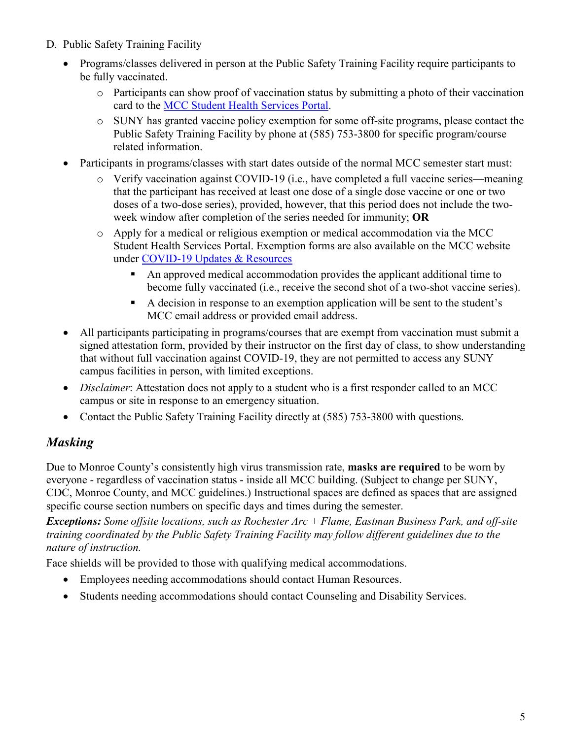D. Public Safety Training Facility

- Programs/classes delivered in person at the Public Safety Training Facility require participants to be fully vaccinated.
    - Participants can show proof of vaccination status by submitting a photo of their vaccination card to the [MCC Student Health Services Portal](#).
    - SUNY has granted vaccine policy exemption for some off-site programs, please contact the Public Safety Training Facility by phone at (585) 753-3800 for specific program/course related information.
- Participants in programs/classes with start dates outside of the normal MCC semester start must:
    - Verify vaccination against COVID-19 (i.e., have completed a full vaccine series—meaning that the participant has received at least one dose of a single dose vaccine or one or two doses of a two-dose series), provided, however, that this period does not include the two-week window after completion of the series needed for immunity; **OR**
    - Apply for a medical or religious exemption or medical accommodation via the MCC Student Health Services Portal. Exemption forms are also available on the MCC website under [COVID-19 Updates & Resources](#)
        - An approved medical accommodation provides the applicant additional time to become fully vaccinated (i.e., receive the second shot of a two-shot vaccine series).
        - A decision in response to an exemption application will be sent to the student's MCC email address or provided email address.
- All participants participating in programs/courses that are exempt from vaccination must submit a signed attestation form, provided by their instructor on the first day of class, to show understanding that without full vaccination against COVID-19, they are not permitted to access any SUNY campus facilities in person, with limited exceptions.
- *Disclaimer*: Attestation does not apply to a student who is a first responder called to an MCC campus or site in response to an emergency situation.
- Contact the Public Safety Training Facility directly at (585) 753-3800 with questions.

## *Masking*

Due to Monroe County's consistently high virus transmission rate, **masks are required** to be worn by everyone - regardless of vaccination status - inside all MCC building. (Subject to change per SUNY, CDC, Monroe County, and MCC guidelines.) Instructional spaces are defined as spaces that are assigned specific course section numbers on specific days and times during the semester.

***Exceptions:*** *Some offsite locations, such as Rochester Arc + Flame, Eastman Business Park, and off-site training coordinated by the Public Safety Training Facility may follow different guidelines due to the nature of instruction.*

Face shields will be provided to those with qualifying medical accommodations.

- Employees needing accommodations should contact Human Resources.
- Students needing accommodations should contact Counseling and Disability Services.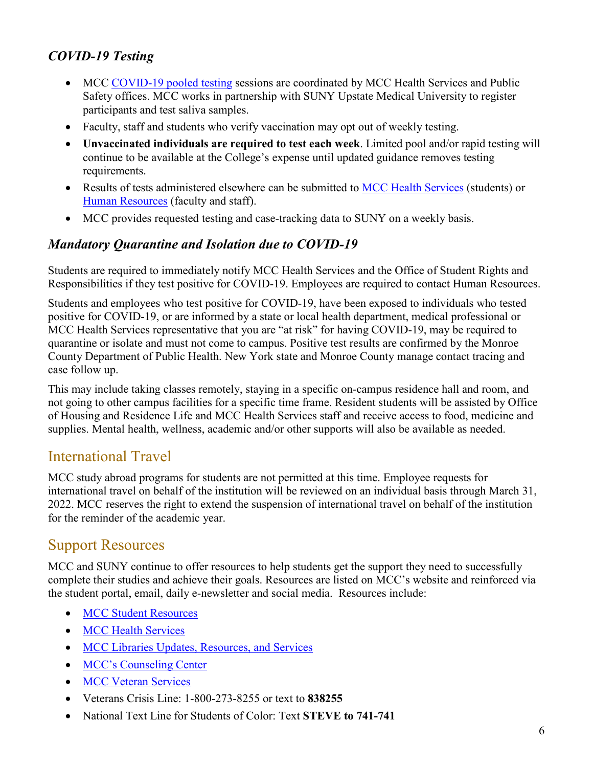### *COVID-19 Testing*

- MCC [COVID-19 pooled testing]() sessions are coordinated by MCC Health Services and Public Safety offices. MCC works in partnership with SUNY Upstate Medical University to register participants and test saliva samples.
- Faculty, staff and students who verify vaccination may opt out of weekly testing.
- **Unvaccinated individuals are required to test each week**. Limited pool and/or rapid testing will continue to be available at the College's expense until updated guidance removes testing requirements.
- Results of tests administered elsewhere can be submitted to [MCC Health Services]() (students) or [Human Resources]() (faculty and staff).
- MCC provides requested testing and case-tracking data to SUNY on a weekly basis.

### *Mandatory Quarantine and Isolation due to COVID-19*

Students are required to immediately notify MCC Health Services and the Office of Student Rights and Responsibilities if they test positive for COVID-19. Employees are required to contact Human Resources.

Students and employees who test positive for COVID-19, have been exposed to individuals who tested positive for COVID-19, or are informed by a state or local health department, medical professional or MCC Health Services representative that you are "at risk" for having COVID-19, may be required to quarantine or isolate and must not come to campus. Positive test results are confirmed by the Monroe County Department of Public Health. New York state and Monroe County manage contact tracing and case follow up.

This may include taking classes remotely, staying in a specific on-campus residence hall and room, and not going to other campus facilities for a specific time frame. Resident students will be assisted by Office of Housing and Residence Life and MCC Health Services staff and receive access to food, medicine and supplies. Mental health, wellness, academic and/or other supports will also be available as needed.

## International Travel

MCC study abroad programs for students are not permitted at this time. Employee requests for international travel on behalf of the institution will be reviewed on an individual basis through March 31, 2022. MCC reserves the right to extend the suspension of international travel on behalf of the institution for the reminder of the academic year.

## Support Resources

MCC and SUNY continue to offer resources to help students get the support they need to successfully complete their studies and achieve their goals. Resources are listed on MCC's website and reinforced via the student portal, email, daily e-newsletter and social media. Resources include:

- [MCC Student Resources]()
- [MCC Health Services]()
- [MCC Libraries Updates, Resources, and Services]()
- [MCC's Counseling Center]()
- [MCC Veteran Services]()
- Veterans Crisis Line: 1-800-273-8255 or text to **838255**
- National Text Line for Students of Color: Text **STEVE to 741-741**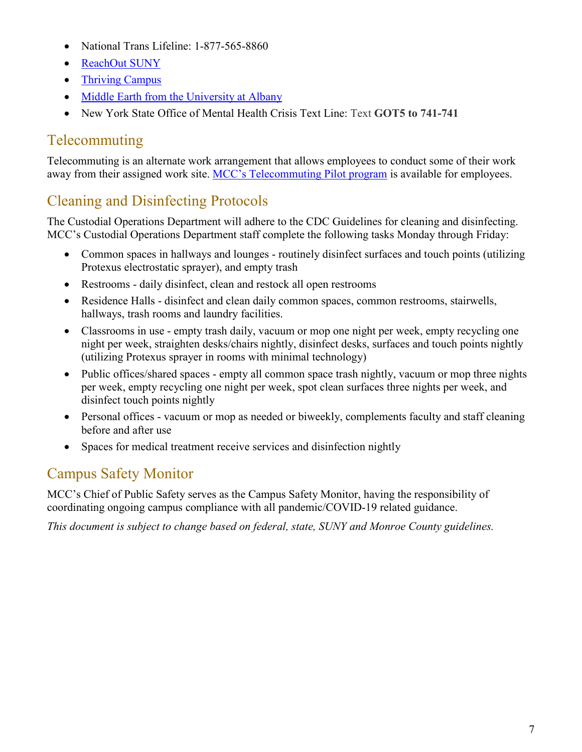- National Trans Lifeline: 1-877-565-8860
- ReachOut SUNY
- Thriving Campus
- Middle Earth from the University at Albany
- New York State Office of Mental Health Crisis Text Line: Text **GOT5 to 741-741**

## Telecommuting

Telecommuting is an alternate work arrangement that allows employees to conduct some of their work away from their assigned work site. MCC's Telecommuting Pilot program is available for employees.

## Cleaning and Disinfecting Protocols

The Custodial Operations Department will adhere to the CDC Guidelines for cleaning and disinfecting. MCC's Custodial Operations Department staff complete the following tasks Monday through Friday:

- Common spaces in hallways and lounges - routinely disinfect surfaces and touch points (utilizing Protexus electrostatic sprayer), and empty trash
- Restrooms - daily disinfect, clean and restock all open restrooms
- Residence Halls - disinfect and clean daily common spaces, common restrooms, stairwells, hallways, trash rooms and laundry facilities.
- Classrooms in use - empty trash daily, vacuum or mop one night per week, empty recycling one night per week, straighten desks/chairs nightly, disinfect desks, surfaces and touch points nightly (utilizing Protexus sprayer in rooms with minimal technology)
- Public offices/shared spaces - empty all common space trash nightly, vacuum or mop three nights per week, empty recycling one night per week, spot clean surfaces three nights per week, and disinfect touch points nightly
- Personal offices - vacuum or mop as needed or biweekly, complements faculty and staff cleaning before and after use
- Spaces for medical treatment receive services and disinfection nightly

## Campus Safety Monitor

MCC's Chief of Public Safety serves as the Campus Safety Monitor, having the responsibility of coordinating ongoing campus compliance with all pandemic/COVID-19 related guidance.

*This document is subject to change based on federal, state, SUNY and Monroe County guidelines.*